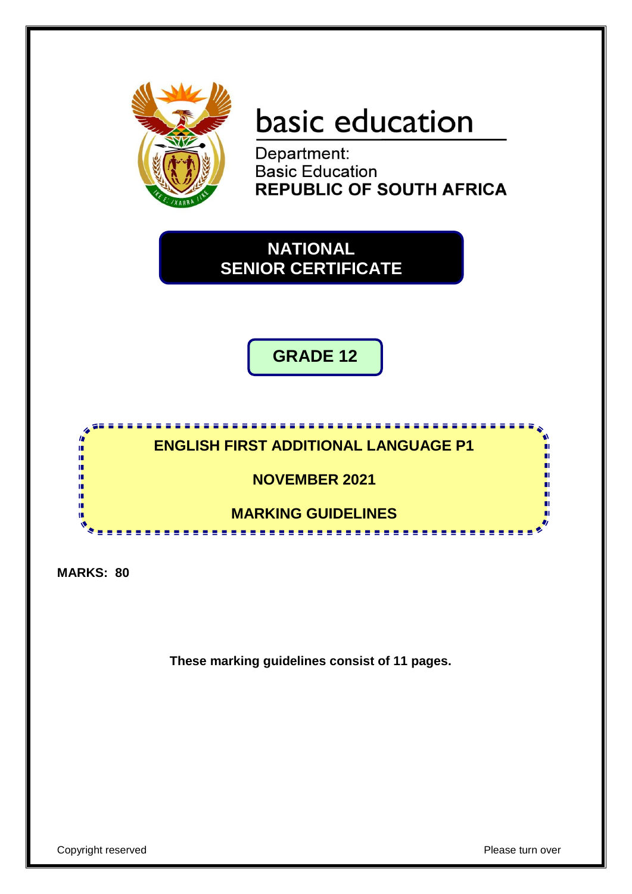basic education

Department:
Basic Education
**REPUBLIC OF SOUTH AFRICA**

# NATIONAL SENIOR CERTIFICATE

## GRADE 12

## ENGLISH FIRST ADDITIONAL LANGUAGE P1

## NOVEMBER 2021

## MARKING GUIDELINES

**MARKS: 80**

**These marking guidelines consist of 11 pages.**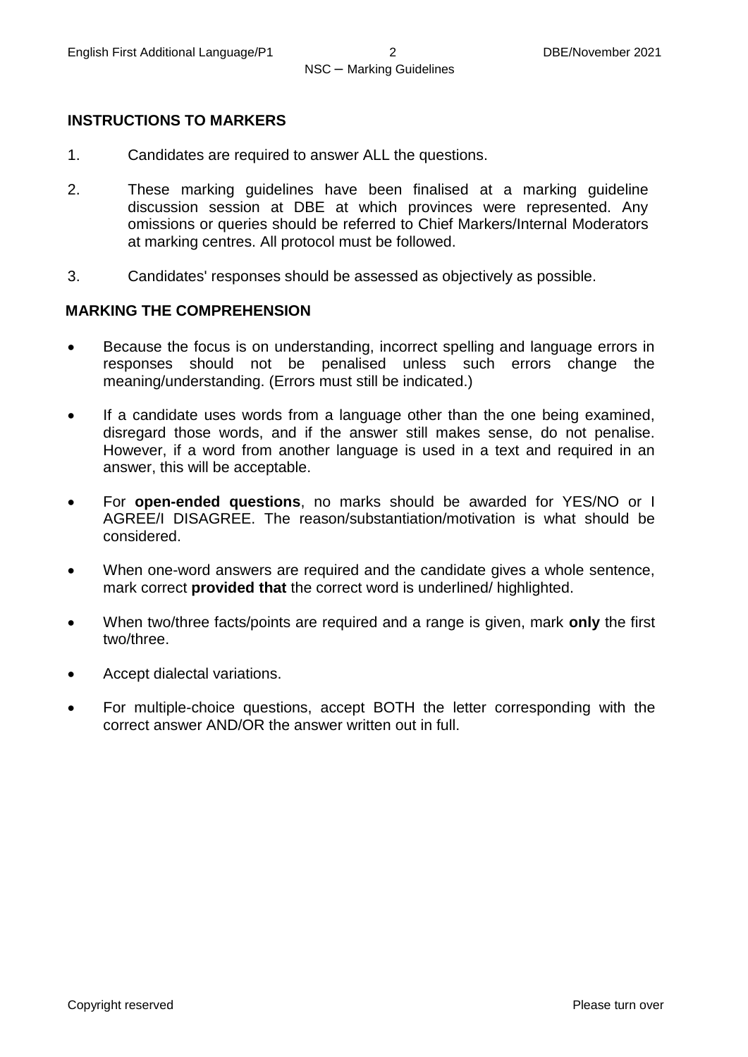## INSTRUCTIONS TO MARKERS

1. Candidates are required to answer ALL the questions.

2. These marking guidelines have been finalised at a marking guideline discussion session at DBE at which provinces were represented. Any omissions or queries should be referred to Chief Markers/Internal Moderators at marking centres. All protocol must be followed.

3. Candidates' responses should be assessed as objectively as possible.

## MARKING THE COMPREHENSION

- Because the focus is on understanding, incorrect spelling and language errors in responses should not be penalised unless such errors change the meaning/understanding. (Errors must still be indicated.)
- If a candidate uses words from a language other than the one being examined, disregard those words, and if the answer still makes sense, do not penalise. However, if a word from another language is used in a text and required in an answer, this will be acceptable.
- For **open-ended questions**, no marks should be awarded for YES/NO or I AGREE/I DISAGREE. The reason/substantiation/motivation is what should be considered.
- When one-word answers are required and the candidate gives a whole sentence, mark correct **provided that** the correct word is underlined/ highlighted.
- When two/three facts/points are required and a range is given, mark **only** the first two/three.
- Accept dialectal variations.
- For multiple-choice questions, accept BOTH the letter corresponding with the correct answer AND/OR the answer written out in full.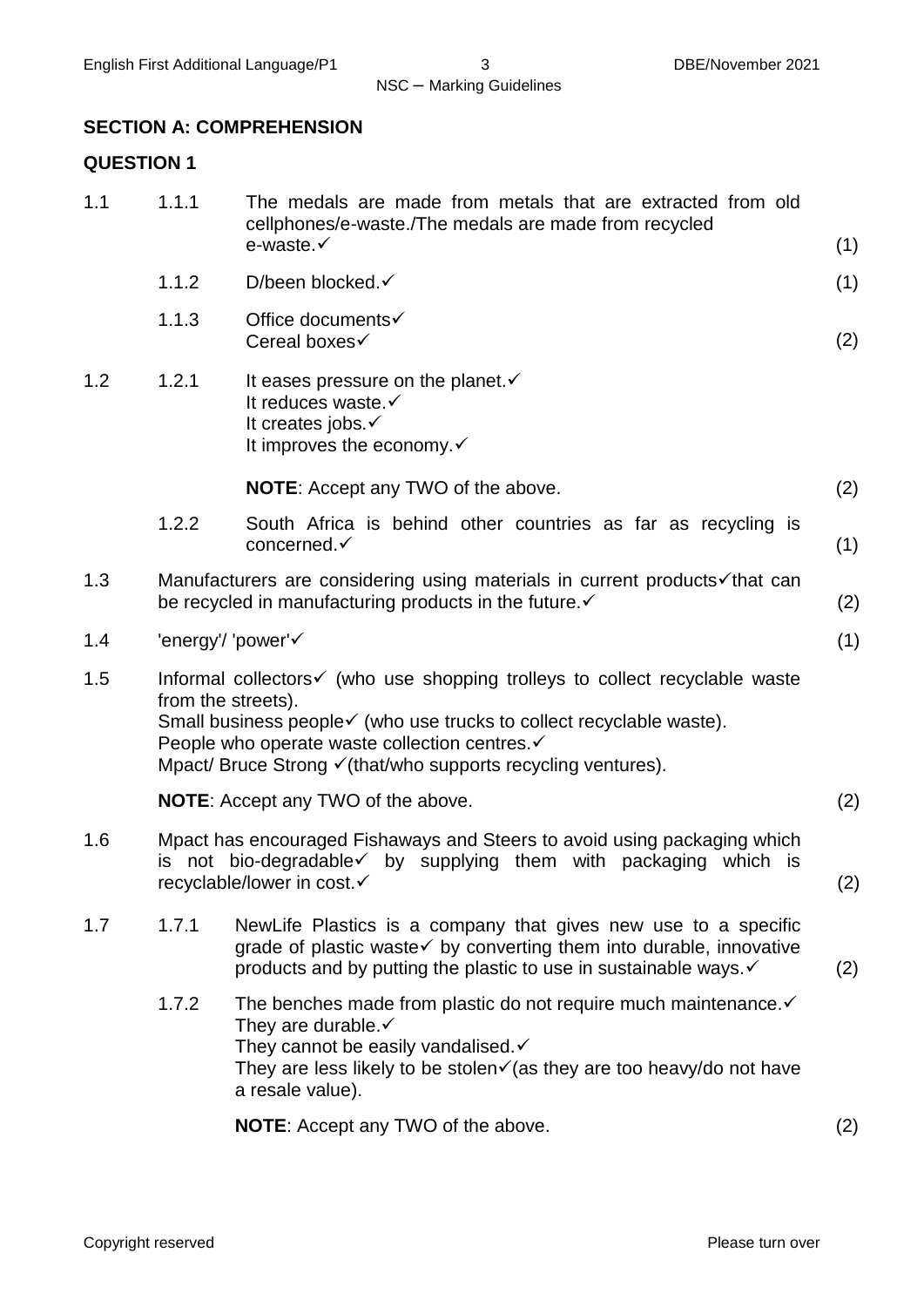## SECTION A: COMPREHENSION

### QUESTION 1

| | | | |
|---|---|---|---|
| 1.1 | 1.1.1 | The medals are made from metals that are extracted from old cellphones/e-waste./The medals are made from recycled e-waste.✓ | (1) |
| | 1.1.2 | D/been blocked.✓ | (1) |
| | 1.1.3 | Office documents✓<br>Cereal boxes✓ | (2) |
| 1.2 | 1.2.1 | It eases pressure on the planet.✓<br>It reduces waste.✓<br>It creates jobs.✓<br>It improves the economy.✓<br><br>**NOTE**: Accept any TWO of the above. | (2) |
| | 1.2.2 | South Africa is behind other countries as far as recycling is concerned.✓ | (1) |
| 1.3 | | Manufacturers are considering using materials in current products✓that can be recycled in manufacturing products in the future.✓ | (2) |
| 1.4 | | 'energy'/ 'power'✓ | (1) |
| 1.5 | | Informal collectors✓ (who use shopping trolleys to collect recyclable waste from the streets).<br>Small business people✓ (who use trucks to collect recyclable waste).<br>People who operate waste collection centres.✓<br>Mpact/ Bruce Strong ✓(that/who supports recycling ventures).<br><br>**NOTE**: Accept any TWO of the above. | (2) |
| 1.6 | | Mpact has encouraged Fishaways and Steers to avoid using packaging which is not bio-degradable✓ by supplying them with packaging which is recyclable/lower in cost.✓ | (2) |
| 1.7 | 1.7.1 | NewLife Plastics is a company that gives new use to a specific grade of plastic waste✓ by converting them into durable, innovative products and by putting the plastic to use in sustainable ways.✓ | (2) |
| | 1.7.2 | The benches made from plastic do not require much maintenance.✓<br>They are durable.✓<br>They cannot be easily vandalised.✓<br>They are less likely to be stolen✓(as they are too heavy/do not have a resale value).<br><br>**NOTE**: Accept any TWO of the above. | (2) |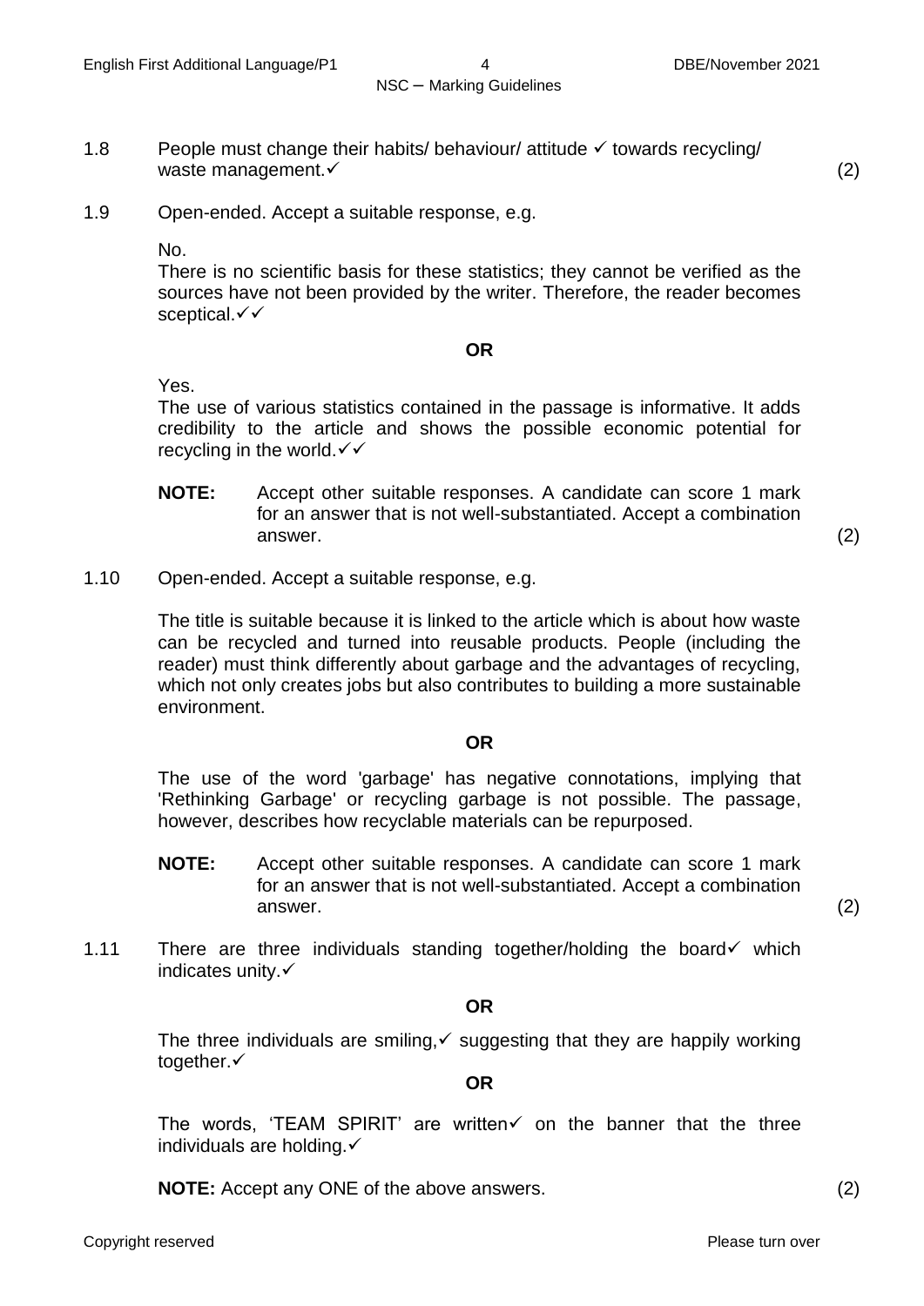1.8 People must change their habits/ behaviour/ attitude ✓ towards recycling/ waste management.✓ (2)

1.9 Open-ended. Accept a suitable response, e.g.

No.
There is no scientific basis for these statistics; they cannot be verified as the sources have not been provided by the writer. Therefore, the reader becomes sceptical.✓✓

**OR**

Yes.
The use of various statistics contained in the passage is informative. It adds credibility to the article and shows the possible economic potential for recycling in the world.✓✓

**NOTE:** Accept other suitable responses. A candidate can score 1 mark for an answer that is not well-substantiated. Accept a combination answer. (2)

1.10 Open-ended. Accept a suitable response, e.g.

The title is suitable because it is linked to the article which is about how waste can be recycled and turned into reusable products. People (including the reader) must think differently about garbage and the advantages of recycling, which not only creates jobs but also contributes to building a more sustainable environment.

**OR**

The use of the word 'garbage' has negative connotations, implying that 'Rethinking Garbage' or recycling garbage is not possible. The passage, however, describes how recyclable materials can be repurposed.

**NOTE:** Accept other suitable responses. A candidate can score 1 mark for an answer that is not well-substantiated. Accept a combination answer. (2)

1.11 There are three individuals standing together/holding the board✓ which indicates unity.✓

**OR**

The three individuals are smiling,✓ suggesting that they are happily working together.✓

**OR**

The words, 'TEAM SPIRIT' are written✓ on the banner that the three individuals are holding.✓

**NOTE:** Accept any ONE of the above answers. (2)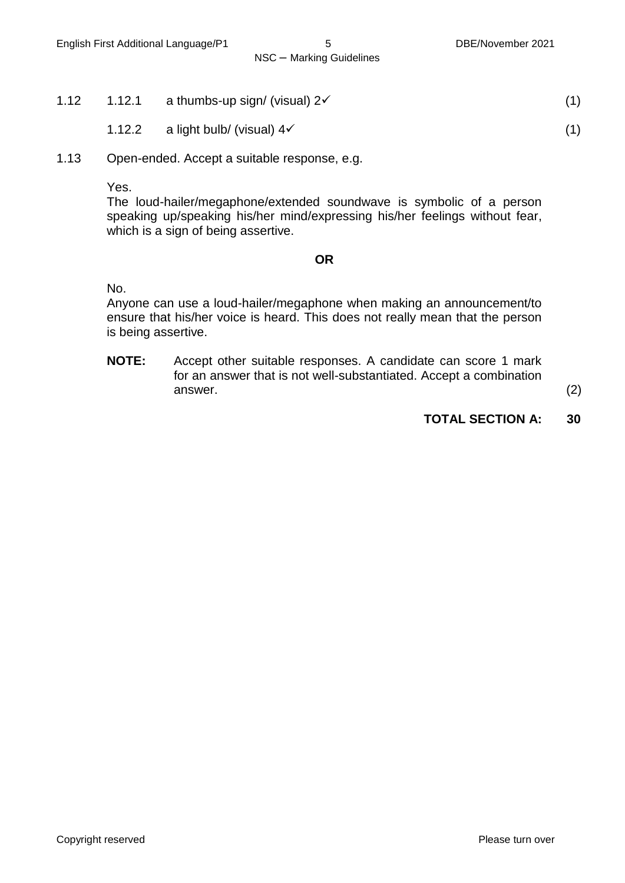1.12 1.12.1 a thumbs-up sign/ (visual) 2✓ (1)

1.12.2 a light bulb/ (visual) 4✓ (1)

1.13 Open-ended. Accept a suitable response, e.g.

Yes.
The loud-hailer/megaphone/extended soundwave is symbolic of a person speaking up/speaking his/her mind/expressing his/her feelings without fear, which is a sign of being assertive.

**OR**

No.
Anyone can use a loud-hailer/megaphone when making an announcement/to ensure that his/her voice is heard. This does not really mean that the person is being assertive.

**NOTE:** Accept other suitable responses. A candidate can score 1 mark for an answer that is not well-substantiated. Accept a combination answer. (2)

**TOTAL SECTION A: 30**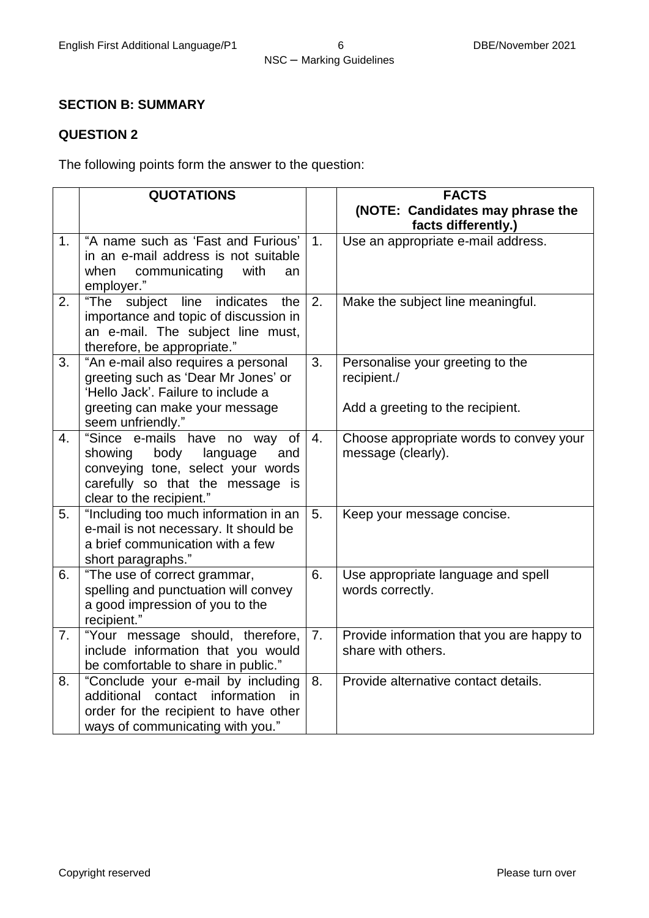**SECTION B: SUMMARY**

**QUESTION 2**

The following points form the answer to the question:

| | QUOTATIONS | | FACTS (NOTE: Candidates may phrase the facts differently.) |
|---|---|---|---|
| 1. | "A name such as 'Fast and Furious' in an e-mail address is not suitable when communicating with an employer." | 1. | Use an appropriate e-mail address. |
| 2. | "The subject line indicates the importance and topic of discussion in an e-mail. The subject line must, therefore, be appropriate." | 2. | Make the subject line meaningful. |
| 3. | "An e-mail also requires a personal greeting such as 'Dear Mr Jones' or 'Hello Jack'. Failure to include a greeting can make your message seem unfriendly." | 3. | Personalise your greeting to the recipient./ Add a greeting to the recipient. |
| 4. | "Since e-mails have no way of showing body language and conveying tone, select your words carefully so that the message is clear to the recipient." | 4. | Choose appropriate words to convey your message (clearly). |
| 5. | "Including too much information in an e-mail is not necessary. It should be a brief communication with a few short paragraphs." | 5. | Keep your message concise. |
| 6. | "The use of correct grammar, spelling and punctuation will convey a good impression of you to the recipient." | 6. | Use appropriate language and spell words correctly. |
| 7. | "Your message should, therefore, include information that you would be comfortable to share in public." | 7. | Provide information that you are happy to share with others. |
| 8. | "Conclude your e-mail by including additional contact information in order for the recipient to have other ways of communicating with you." | 8. | Provide alternative contact details. |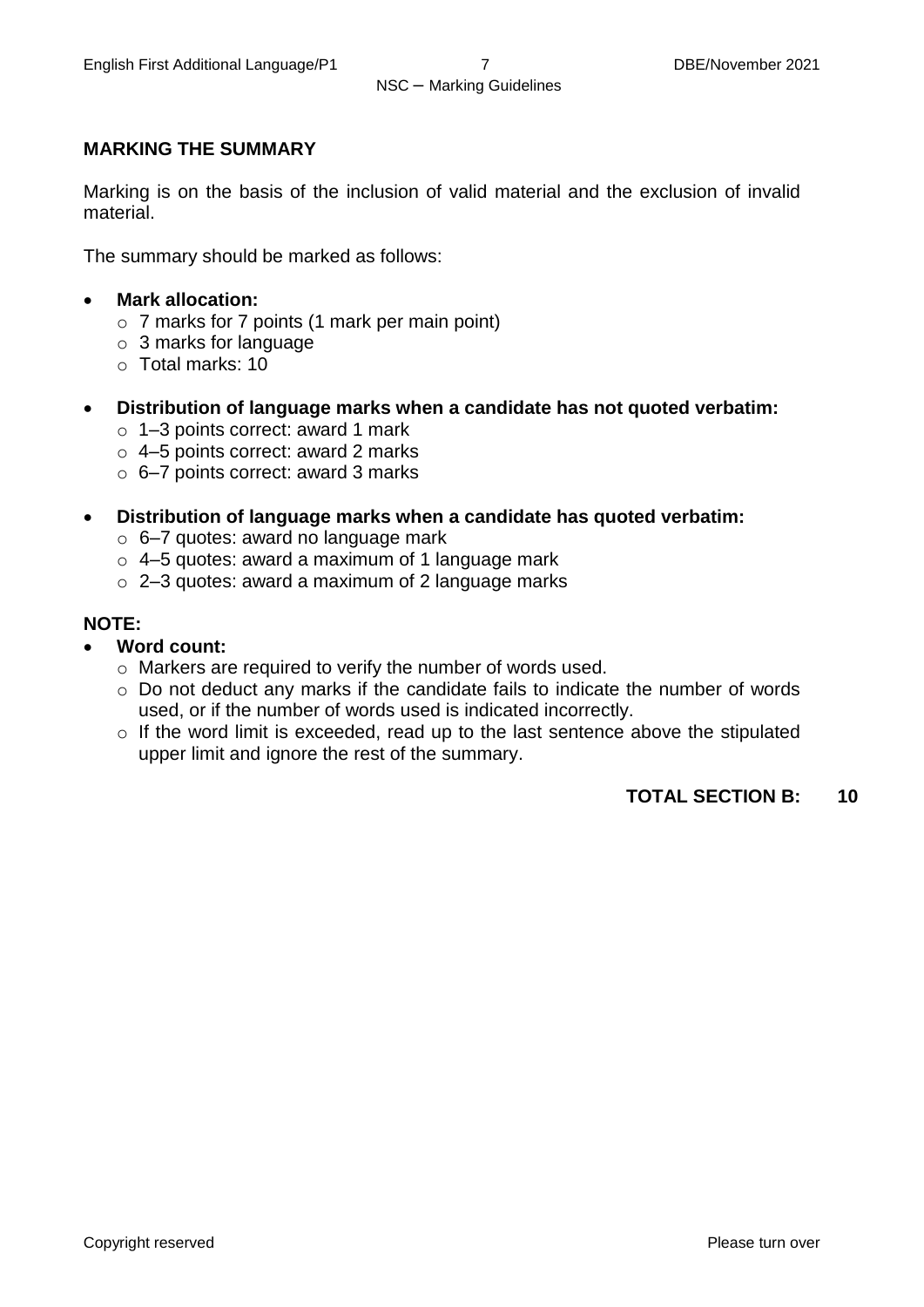## MARKING THE SUMMARY

Marking is on the basis of the inclusion of valid material and the exclusion of invalid material.

The summary should be marked as follows:

- **Mark allocation:**
  - 7 marks for 7 points (1 mark per main point)
  - 3 marks for language
  - Total marks: 10

- **Distribution of language marks when a candidate has not quoted verbatim:**
  - 1–3 points correct: award 1 mark
  - 4–5 points correct: award 2 marks
  - 6–7 points correct: award 3 marks

- **Distribution of language marks when a candidate has quoted verbatim:**
  - 6–7 quotes: award no language mark
  - 4–5 quotes: award a maximum of 1 language mark
  - 2–3 quotes: award a maximum of 2 language marks

**NOTE:**

- **Word count:**
  - Markers are required to verify the number of words used.
  - Do not deduct any marks if the candidate fails to indicate the number of words used, or if the number of words used is indicated incorrectly.
  - If the word limit is exceeded, read up to the last sentence above the stipulated upper limit and ignore the rest of the summary.

**TOTAL SECTION B: 10**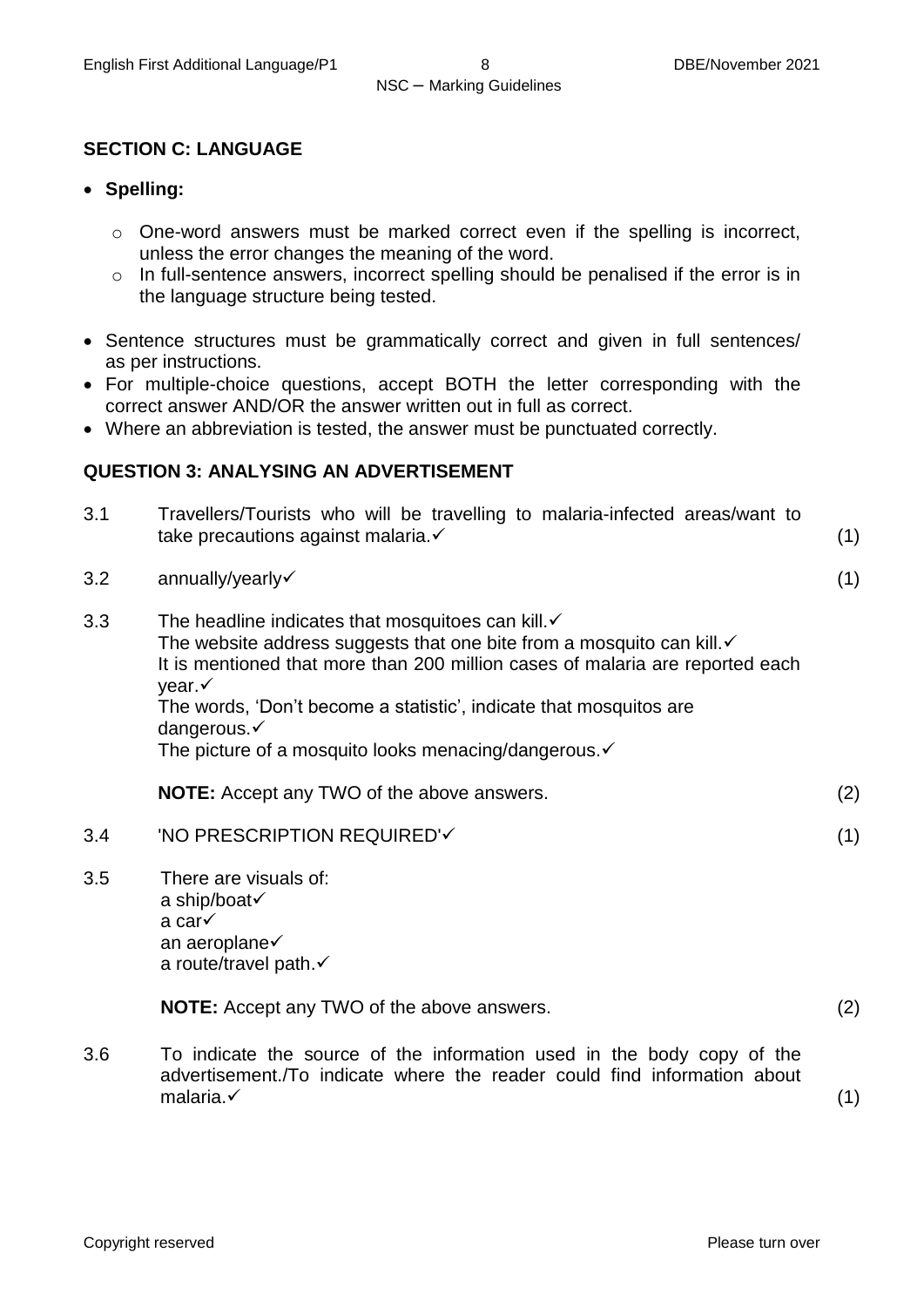## SECTION C: LANGUAGE

- **Spelling:**
  - One-word answers must be marked correct even if the spelling is incorrect, unless the error changes the meaning of the word.
  - In full-sentence answers, incorrect spelling should be penalised if the error is in the language structure being tested.
- Sentence structures must be grammatically correct and given in full sentences/ as per instructions.
- For multiple-choice questions, accept BOTH the letter corresponding with the correct answer AND/OR the answer written out in full as correct.
- Where an abbreviation is tested, the answer must be punctuated correctly.

## QUESTION 3: ANALYSING AN ADVERTISEMENT

3.1 Travellers/Tourists who will be travelling to malaria-infected areas/want to take precautions against malaria.✓ (1)

3.2 annually/yearly✓ (1)

3.3 The headline indicates that mosquitoes can kill.✓
The website address suggests that one bite from a mosquito can kill.✓
It is mentioned that more than 200 million cases of malaria are reported each year.✓
The words, 'Don't become a statistic', indicate that mosquitos are dangerous.✓
The picture of a mosquito looks menacing/dangerous.✓

**NOTE:** Accept any TWO of the above answers. (2)

3.4 'NO PRESCRIPTION REQUIRED'✓ (1)

3.5 There are visuals of:
a ship/boat✓
a car✓
an aeroplane✓
a route/travel path.✓

**NOTE:** Accept any TWO of the above answers. (2)

3.6 To indicate the source of the information used in the body copy of the advertisement./To indicate where the reader could find information about malaria.✓ (1)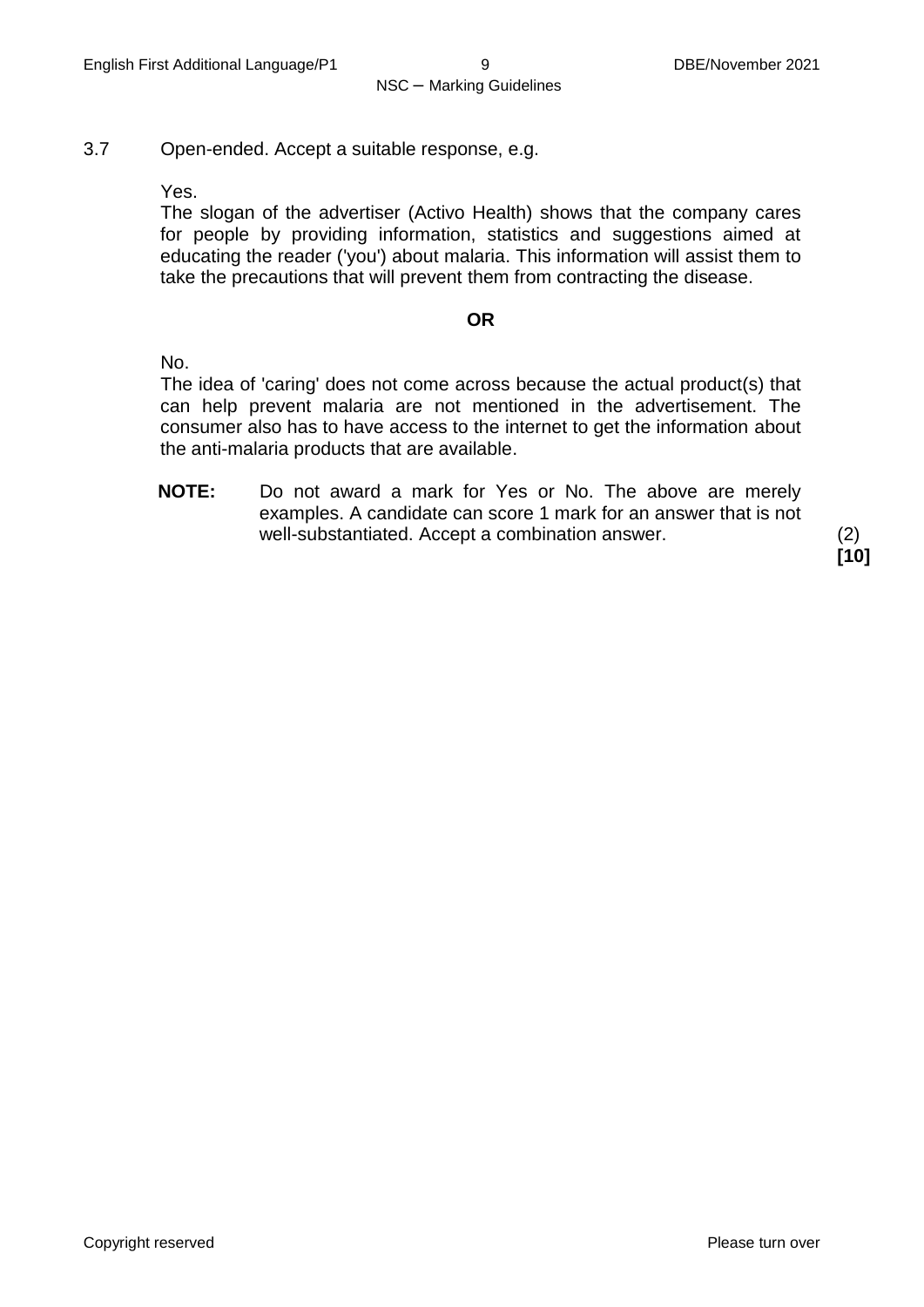3.7 Open-ended. Accept a suitable response, e.g.

Yes.
The slogan of the advertiser (Activo Health) shows that the company cares for people by providing information, statistics and suggestions aimed at educating the reader ('you') about malaria. This information will assist them to take the precautions that will prevent them from contracting the disease.

**OR**

No.
The idea of 'caring' does not come across because the actual product(s) that can help prevent malaria are not mentioned in the advertisement. The consumer also has to have access to the internet to get the information about the anti-malaria products that are available.

**NOTE:** Do not award a mark for Yes or No. The above are merely examples. A candidate can score 1 mark for an answer that is not well-substantiated. Accept a combination answer. (2)

**[10]**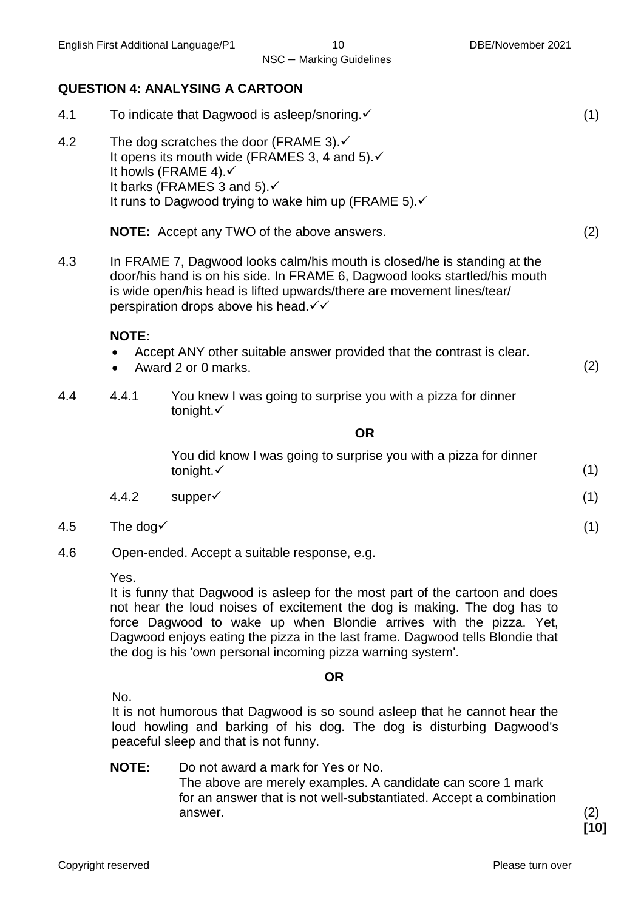## QUESTION 4: ANALYSING A CARTOON

4.1 To indicate that Dagwood is asleep/snoring.✓ (1)

4.2 The dog scratches the door (FRAME 3).✓
It opens its mouth wide (FRAMES 3, 4 and 5).✓
It howls (FRAME 4).✓
It barks (FRAMES 3 and 5).✓
It runs to Dagwood trying to wake him up (FRAME 5).✓

**NOTE:** Accept any TWO of the above answers. (2)

4.3 In FRAME 7, Dagwood looks calm/his mouth is closed/he is standing at the door/his hand is on his side. In FRAME 6, Dagwood looks startled/his mouth is wide open/his head is lifted upwards/there are movement lines/tear/perspiration drops above his head.✓✓

**NOTE:**

- Accept ANY other suitable answer provided that the contrast is clear.
- Award 2 or 0 marks. (2)

4.4 4.4.1 You knew I was going to surprise you with a pizza for dinner tonight.✓

**OR**

You did know I was going to surprise you with a pizza for dinner tonight.✓ (1)

4.4.2 supper✓ (1)

4.5 The dog✓ (1)

4.6 Open-ended. Accept a suitable response, e.g.

Yes.
It is funny that Dagwood is asleep for the most part of the cartoon and does not hear the loud noises of excitement the dog is making. The dog has to force Dagwood to wake up when Blondie arrives with the pizza. Yet, Dagwood enjoys eating the pizza in the last frame. Dagwood tells Blondie that the dog is his 'own personal incoming pizza warning system'.

**OR**

No.
It is not humorous that Dagwood is so sound asleep that he cannot hear the loud howling and barking of his dog. The dog is disturbing Dagwood's peaceful sleep and that is not funny.

**NOTE:** Do not award a mark for Yes or No.
The above are merely examples. A candidate can score 1 mark for an answer that is not well-substantiated. Accept a combination answer. (2)

**[10]**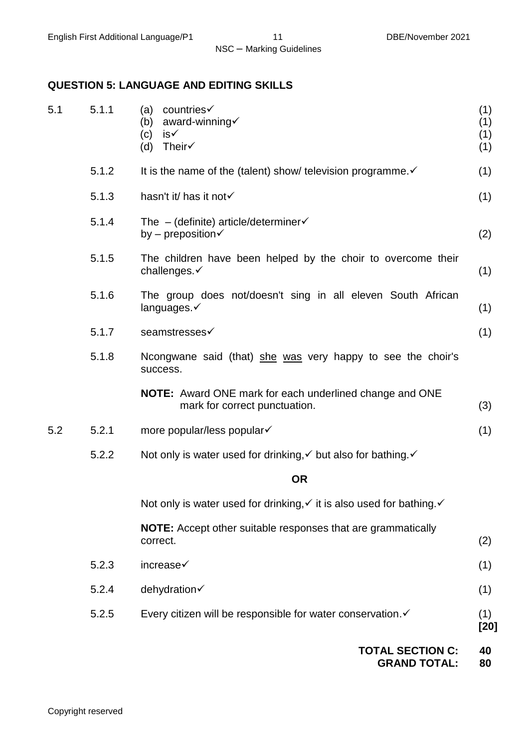## QUESTION 5: LANGUAGE AND EDITING SKILLS

| | | | |
|---|---|---|---|
| 5.1 | 5.1.1 | (a) countries✓<br>(b) award-winning✓<br>(c) is✓<br>(d) Their✓ | (1)<br>(1)<br>(1)<br>(1) |
| | 5.1.2 | It is the name of the (talent) show/ television programme.✓ | (1) |
| | 5.1.3 | hasn't it/ has it not✓ | (1) |
| | 5.1.4 | The – (definite) article/determiner✓<br>by – preposition✓ | (2) |
| | 5.1.5 | The children have been helped by the choir to overcome their challenges.✓ | (1) |
| | 5.1.6 | The group does not/doesn't sing in all eleven South African languages.✓ | (1) |
| | 5.1.7 | seamstresses✓ | (1) |
| | 5.1.8 | Ncongwane said (that) <u>she</u> <u>was</u> very happy to see the choir's success.<br><br>**NOTE:** Award ONE mark for each underlined change and ONE mark for correct punctuation. | (3) |
| 5.2 | 5.2.1 | more popular/less popular✓ | (1) |
| | 5.2.2 | Not only is water used for drinking,✓ but also for bathing.✓<br><br>**OR**<br><br>Not only is water used for drinking,✓ it is also used for bathing.✓<br><br>**NOTE:** Accept other suitable responses that are grammatically correct. | (2) |
| | 5.2.3 | increase✓ | (1) |
| | 5.2.4 | dehydration✓ | (1) |
| | 5.2.5 | Every citizen will be responsible for water conservation.✓ | (1)<br>**[20]** |

**TOTAL SECTION C: 40**

**GRAND TOTAL: 80**